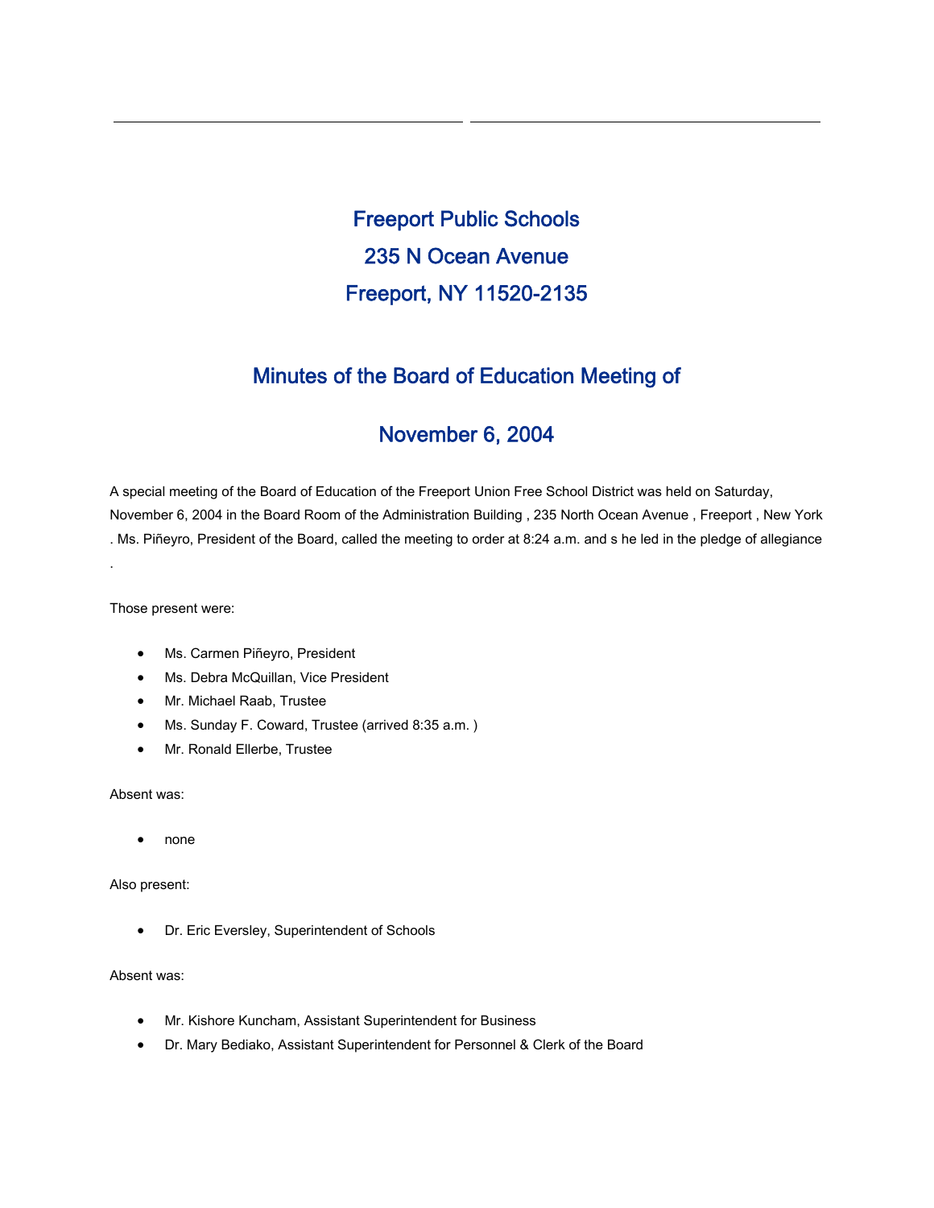# Freeport Public Schools

## 235 N Ocean Avenue

## Freeport, NY 11520-2135

## Minutes of the Board of Education Meeting of

## November 6, 2004

A special meeting of the Board of Education of the Freeport Union Free School District was held on Saturday, November 6, 2004 in the Board Room of the Administration Building , 235 North Ocean Avenue , Freeport , New York . Ms. Piñeyro, President of the Board, called the meeting to order at 8:24 a.m. and s he led in the pledge of allegiance .

Those present were:

- Ms. Carmen Piñeyro, President
- Ms. Debra McQuillan, Vice President
- Mr. Michael Raab, Trustee
- Ms. Sunday F. Coward, Trustee (arrived 8:35 a.m. )
- Mr. Ronald Ellerbe, Trustee

Absent was:

- none

Also present:

- Dr. Eric Eversley, Superintendent of Schools

Absent was:

- Mr. Kishore Kuncham, Assistant Superintendent for Business
- Dr. Mary Bediako, Assistant Superintendent for Personnel & Clerk of the Board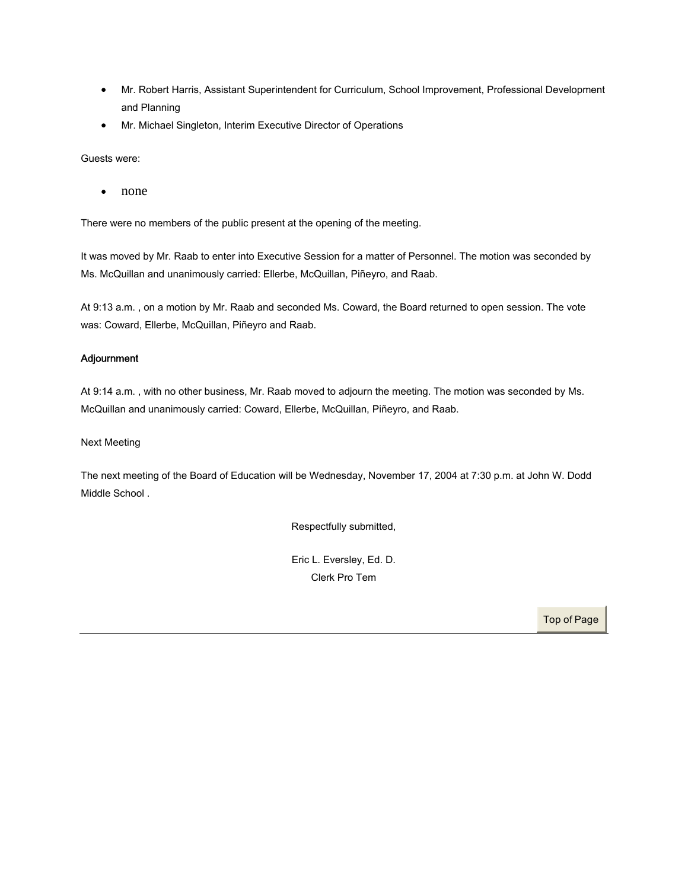- Mr. Robert Harris, Assistant Superintendent for Curriculum, School Improvement, Professional Development and Planning
- Mr. Michael Singleton, Interim Executive Director of Operations

Guests were:

- none

There were no members of the public present at the opening of the meeting.

It was moved by Mr. Raab to enter into Executive Session for a matter of Personnel. The motion was seconded by Ms. McQuillan and unanimously carried: Ellerbe, McQuillan, Piñeyro, and Raab.

At 9:13 a.m. , on a motion by Mr. Raab and seconded Ms. Coward, the Board returned to open session. The vote was: Coward, Ellerbe, McQuillan, Piñeyro and Raab.

**Adjournment**

At 9:14 a.m. , with no other business, Mr. Raab moved to adjourn the meeting. The motion was seconded by Ms. McQuillan and unanimously carried: Coward, Ellerbe, McQuillan, Piñeyro, and Raab.

Next Meeting

The next meeting of the Board of Education will be Wednesday, November 17, 2004 at 7:30 p.m. at John W. Dodd Middle School .

Respectfully submitted,

Eric L. Eversley, Ed. D.
Clerk Pro Tem

Top of Page